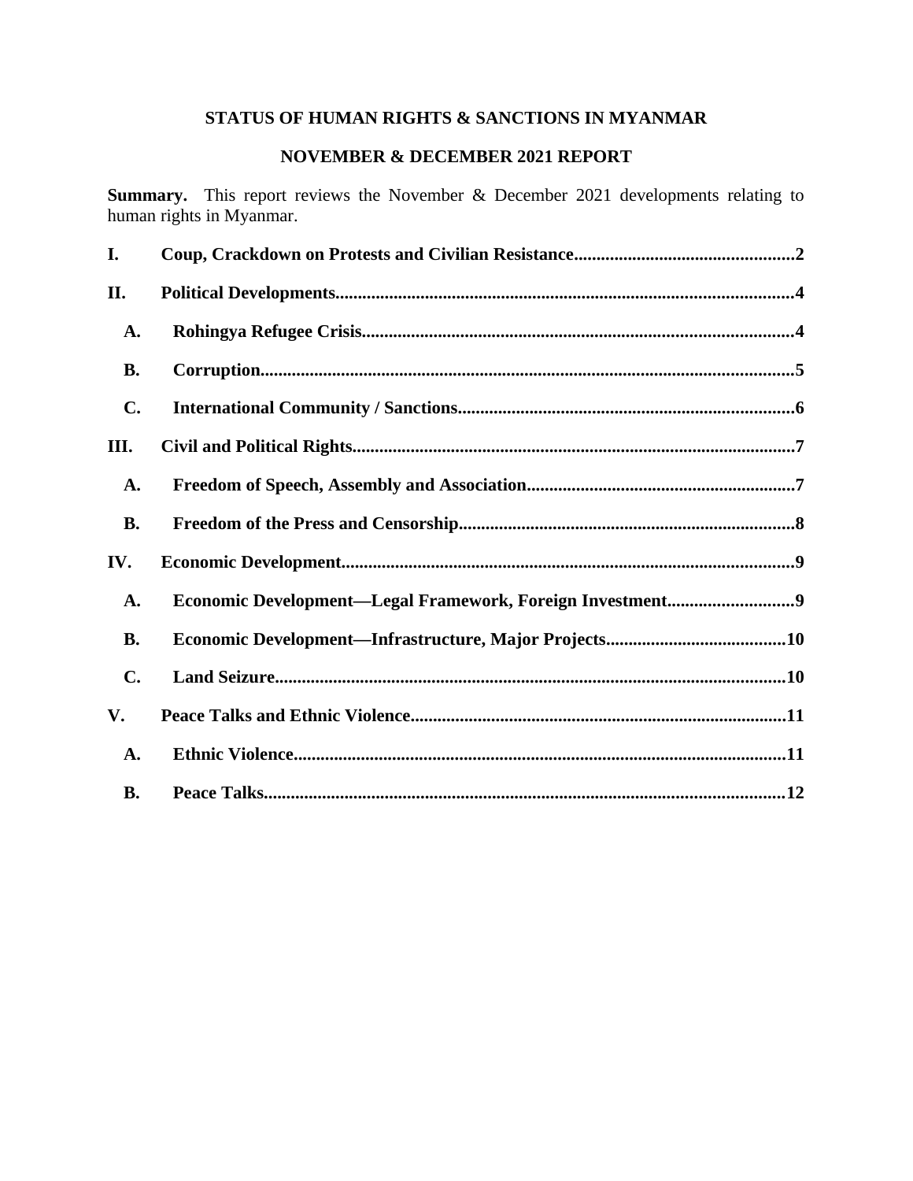# STATUS OF HUMAN RIGHTS & SANCTIONS IN MYANMAR

## NOVEMBER & DECEMBER 2021 REPORT

**Summary.** This report reviews the November & December 2021 developments relating to human rights in Myanmar.

**I. Coup, Crackdown on Protests and Civilian Resistance................................................2**

**II. Political Developments......................................................................................................4**

- **A. Rohingya Refugee Crisis...............................................................................................4**
- **B. Corruption.......................................................................................................................5**
- **C. International Community / Sanctions..........................................................................6**

**III. Civil and Political Rights...................................................................................................7**

- **A. Freedom of Speech, Assembly and Association............................................................7**
- **B. Freedom of the Press and Censorship...........................................................................8**

**IV. Economic Development....................................................................................................9**

- **A. Economic Development—Legal Framework, Foreign Investment............................9**
- **B. Economic Development—Infrastructure, Major Projects........................................10**
- **C. Land Seizure.................................................................................................................10**

**V. Peace Talks and Ethnic Violence...................................................................................11**

- **A. Ethnic Violence.............................................................................................................11**
- **B. Peace Talks...................................................................................................................12**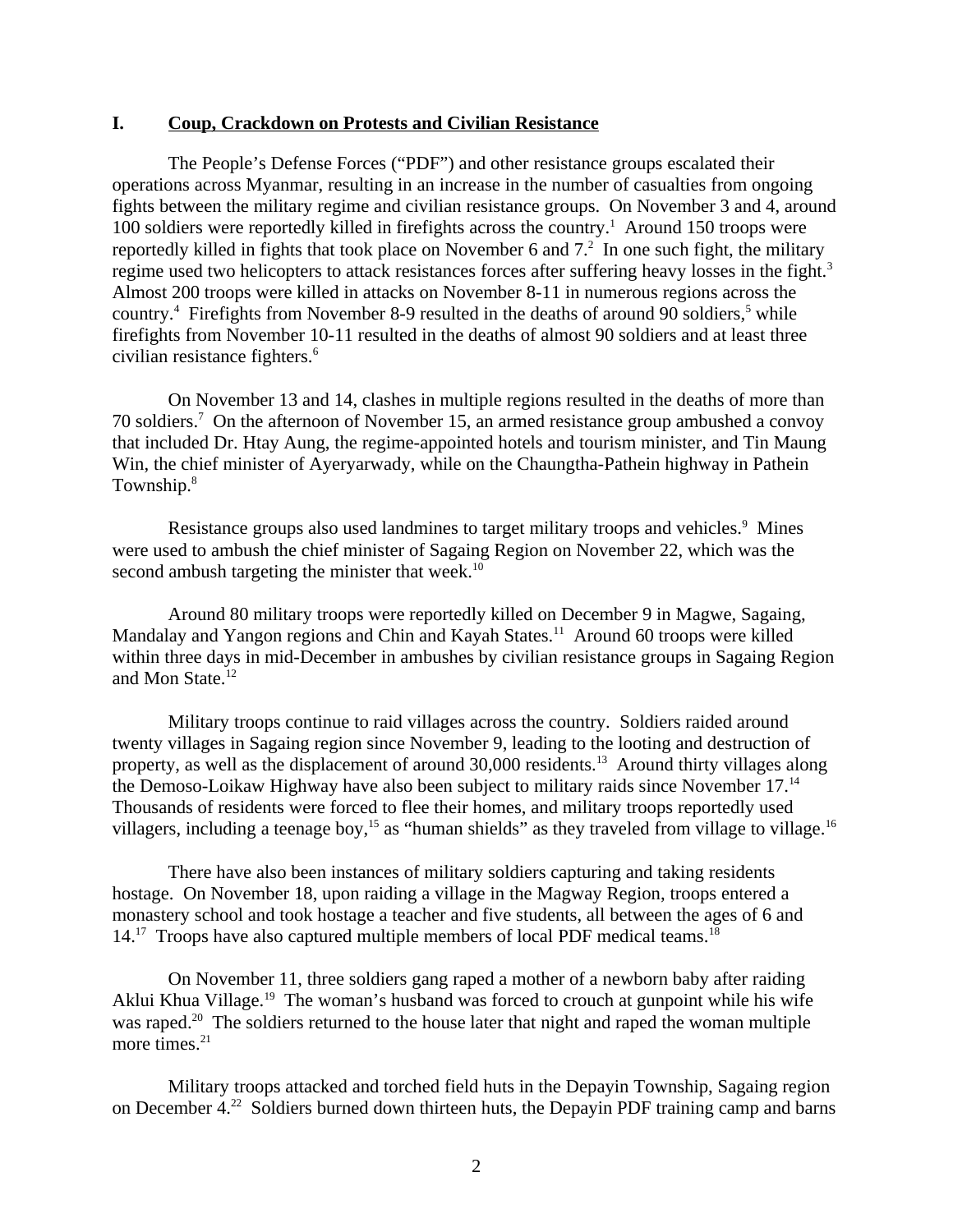## I. Coup, Crackdown on Protests and Civilian Resistance

The People's Defense Forces ("PDF") and other resistance groups escalated their operations across Myanmar, resulting in an increase in the number of casualties from ongoing fights between the military regime and civilian resistance groups. On November 3 and 4, around 100 soldiers were reportedly killed in firefights across the country.[1] Around 150 troops were reportedly killed in fights that took place on November 6 and 7.[2] In one such fight, the military regime used two helicopters to attack resistances forces after suffering heavy losses in the fight.[3] Almost 200 troops were killed in attacks on November 8-11 in numerous regions across the country.[4] Firefights from November 8-9 resulted in the deaths of around 90 soldiers,[5] while firefights from November 10-11 resulted in the deaths of almost 90 soldiers and at least three civilian resistance fighters.[6]

On November 13 and 14, clashes in multiple regions resulted in the deaths of more than 70 soldiers.[7] On the afternoon of November 15, an armed resistance group ambushed a convoy that included Dr. Htay Aung, the regime-appointed hotels and tourism minister, and Tin Maung Win, the chief minister of Ayeryarwady, while on the Chaungtha-Pathein highway in Pathein Township.[8]

Resistance groups also used landmines to target military troops and vehicles.[9] Mines were used to ambush the chief minister of Sagaing Region on November 22, which was the second ambush targeting the minister that week.[10]

Around 80 military troops were reportedly killed on December 9 in Magwe, Sagaing, Mandalay and Yangon regions and Chin and Kayah States.[11] Around 60 troops were killed within three days in mid-December in ambushes by civilian resistance groups in Sagaing Region and Mon State.[12]

Military troops continue to raid villages across the country. Soldiers raided around twenty villages in Sagaing region since November 9, leading to the looting and destruction of property, as well as the displacement of around 30,000 residents.[13] Around thirty villages along the Demoso-Loikaw Highway have also been subject to military raids since November 17.[14] Thousands of residents were forced to flee their homes, and military troops reportedly used villagers, including a teenage boy,[15] as "human shields" as they traveled from village to village.[16]

There have also been instances of military soldiers capturing and taking residents hostage. On November 18, upon raiding a village in the Magway Region, troops entered a monastery school and took hostage a teacher and five students, all between the ages of 6 and 14.[17] Troops have also captured multiple members of local PDF medical teams.[18]

On November 11, three soldiers gang raped a mother of a newborn baby after raiding Aklui Khua Village.[19] The woman's husband was forced to crouch at gunpoint while his wife was raped.[20] The soldiers returned to the house later that night and raped the woman multiple more times.[21]

Military troops attacked and torched field huts in the Depayin Township, Sagaing region on December 4.[22] Soldiers burned down thirteen huts, the Depayin PDF training camp and barns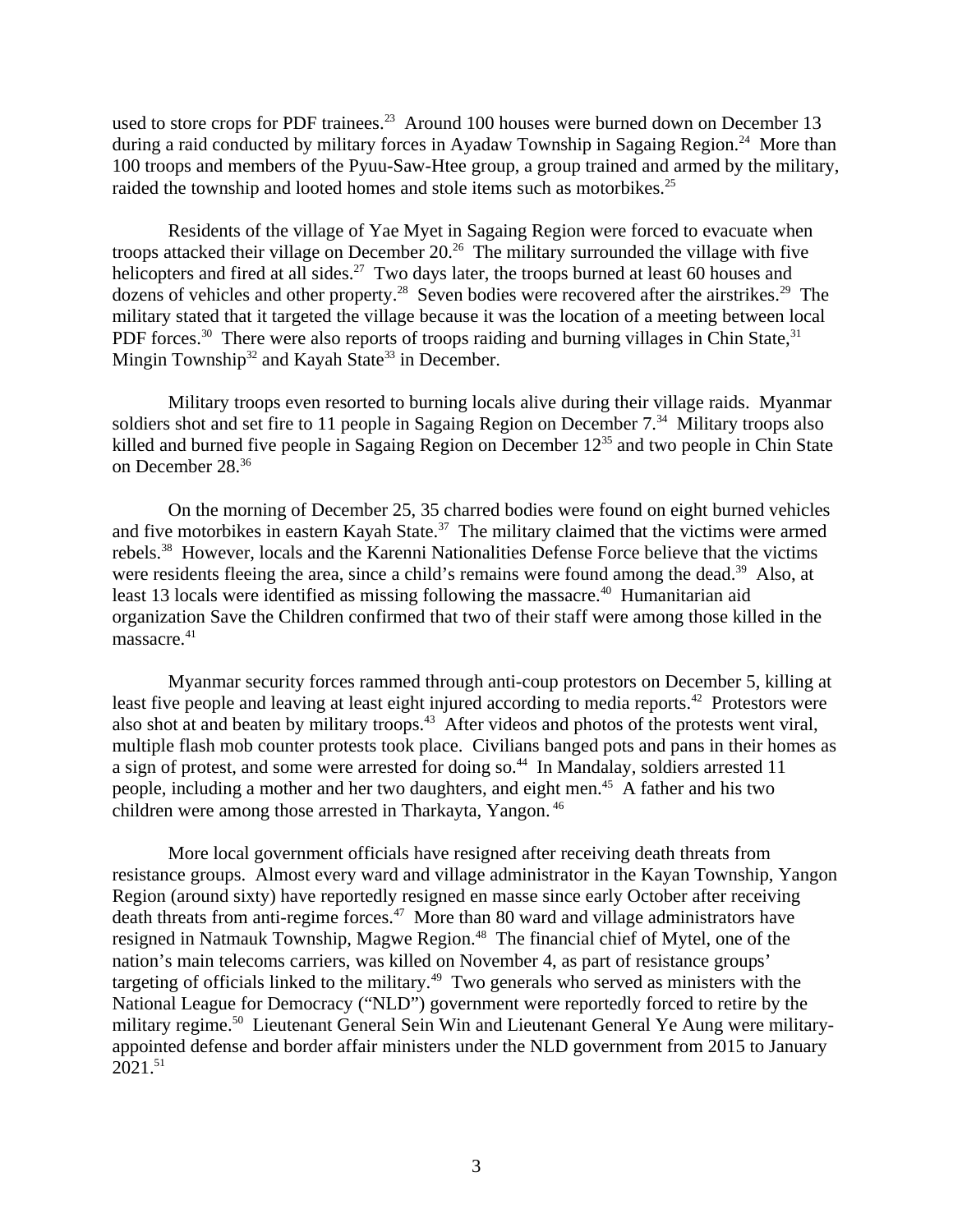used to store crops for PDF trainees.[23] Around 100 houses were burned down on December 13 during a raid conducted by military forces in Ayadaw Township in Sagaing Region.[24] More than 100 troops and members of the Pyuu-Saw-Htee group, a group trained and armed by the military, raided the township and looted homes and stole items such as motorbikes.[25]

Residents of the village of Yae Myet in Sagaing Region were forced to evacuate when troops attacked their village on December 20.[26] The military surrounded the village with five helicopters and fired at all sides.[27] Two days later, the troops burned at least 60 houses and dozens of vehicles and other property.[28] Seven bodies were recovered after the airstrikes.[29] The military stated that it targeted the village because it was the location of a meeting between local PDF forces.[30] There were also reports of troops raiding and burning villages in Chin State,[31] Mingin Township[32] and Kayah State[33] in December.

Military troops even resorted to burning locals alive during their village raids. Myanmar soldiers shot and set fire to 11 people in Sagaing Region on December 7.[34] Military troops also killed and burned five people in Sagaing Region on December 12[35] and two people in Chin State on December 28.[36]

On the morning of December 25, 35 charred bodies were found on eight burned vehicles and five motorbikes in eastern Kayah State.[37] The military claimed that the victims were armed rebels.[38] However, locals and the Karenni Nationalities Defense Force believe that the victims were residents fleeing the area, since a child's remains were found among the dead.[39] Also, at least 13 locals were identified as missing following the massacre.[40] Humanitarian aid organization Save the Children confirmed that two of their staff were among those killed in the massacre.[41]

Myanmar security forces rammed through anti-coup protestors on December 5, killing at least five people and leaving at least eight injured according to media reports.[42] Protestors were also shot at and beaten by military troops.[43] After videos and photos of the protests went viral, multiple flash mob counter protests took place. Civilians banged pots and pans in their homes as a sign of protest, and some were arrested for doing so.[44] In Mandalay, soldiers arrested 11 people, including a mother and her two daughters, and eight men.[45] A father and his two children were among those arrested in Tharkayta, Yangon.[46]

More local government officials have resigned after receiving death threats from resistance groups. Almost every ward and village administrator in the Kayan Township, Yangon Region (around sixty) have reportedly resigned en masse since early October after receiving death threats from anti-regime forces.[47] More than 80 ward and village administrators have resigned in Natmauk Township, Magwe Region.[48] The financial chief of Mytel, one of the nation's main telecoms carriers, was killed on November 4, as part of resistance groups' targeting of officials linked to the military.[49] Two generals who served as ministers with the National League for Democracy ("NLD") government were reportedly forced to retire by the military regime.[50] Lieutenant General Sein Win and Lieutenant General Ye Aung were military-appointed defense and border affair ministers under the NLD government from 2015 to January 2021.[51]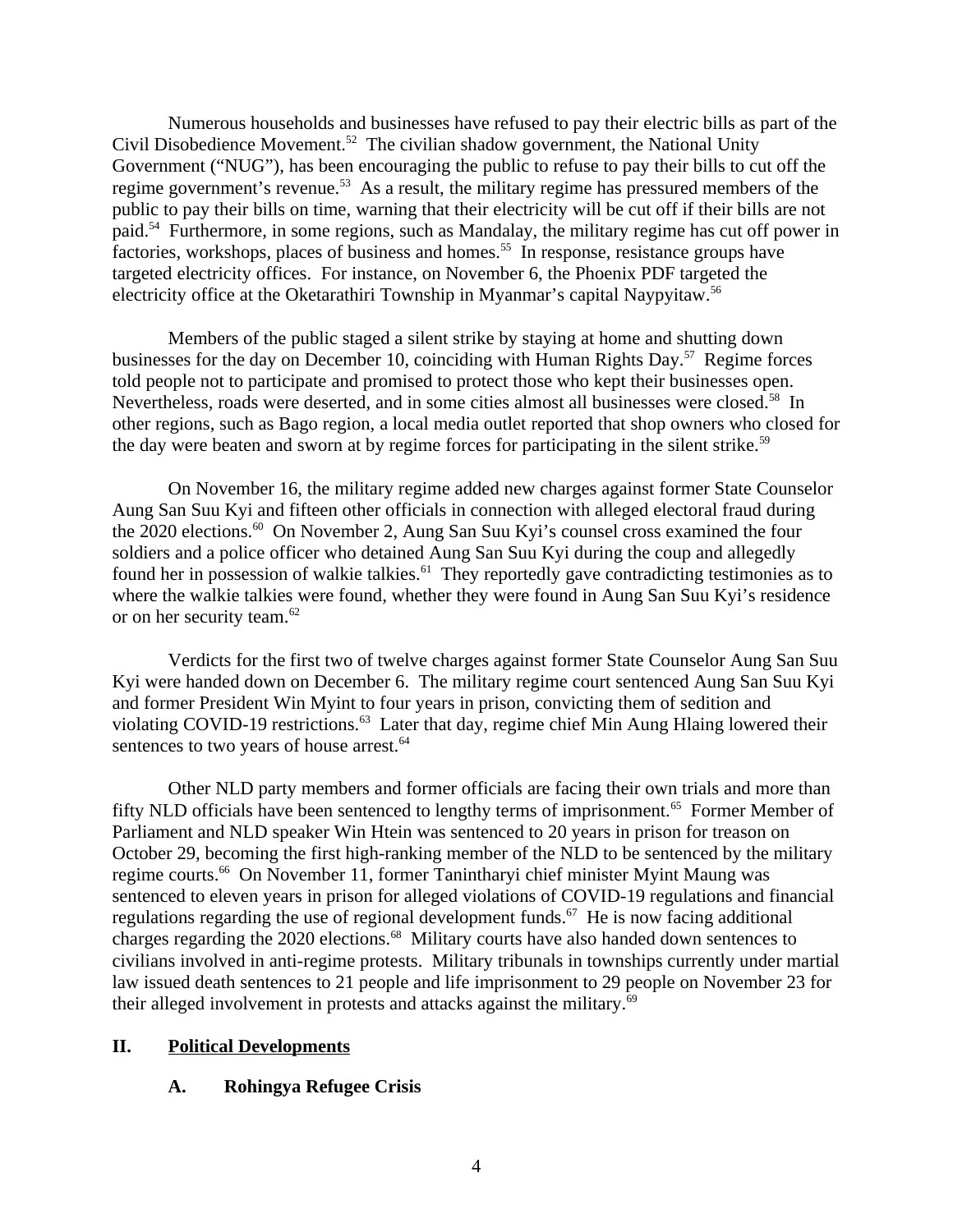Numerous households and businesses have refused to pay their electric bills as part of the Civil Disobedience Movement.[52] The civilian shadow government, the National Unity Government ("NUG"), has been encouraging the public to refuse to pay their bills to cut off the regime government's revenue.[53] As a result, the military regime has pressured members of the public to pay their bills on time, warning that their electricity will be cut off if their bills are not paid.[54] Furthermore, in some regions, such as Mandalay, the military regime has cut off power in factories, workshops, places of business and homes.[55] In response, resistance groups have targeted electricity offices. For instance, on November 6, the Phoenix PDF targeted the electricity office at the Oketarathiri Township in Myanmar's capital Naypyitaw.[56]

Members of the public staged a silent strike by staying at home and shutting down businesses for the day on December 10, coinciding with Human Rights Day.[57] Regime forces told people not to participate and promised to protect those who kept their businesses open. Nevertheless, roads were deserted, and in some cities almost all businesses were closed.[58] In other regions, such as Bago region, a local media outlet reported that shop owners who closed for the day were beaten and sworn at by regime forces for participating in the silent strike.[59]

On November 16, the military regime added new charges against former State Counselor Aung San Suu Kyi and fifteen other officials in connection with alleged electoral fraud during the 2020 elections.[60] On November 2, Aung San Suu Kyi's counsel cross examined the four soldiers and a police officer who detained Aung San Suu Kyi during the coup and allegedly found her in possession of walkie talkies.[61] They reportedly gave contradicting testimonies as to where the walkie talkies were found, whether they were found in Aung San Suu Kyi's residence or on her security team.[62]

Verdicts for the first two of twelve charges against former State Counselor Aung San Suu Kyi were handed down on December 6. The military regime court sentenced Aung San Suu Kyi and former President Win Myint to four years in prison, convicting them of sedition and violating COVID-19 restrictions.[63] Later that day, regime chief Min Aung Hlaing lowered their sentences to two years of house arrest.[64]

Other NLD party members and former officials are facing their own trials and more than fifty NLD officials have been sentenced to lengthy terms of imprisonment.[65] Former Member of Parliament and NLD speaker Win Htein was sentenced to 20 years in prison for treason on October 29, becoming the first high-ranking member of the NLD to be sentenced by the military regime courts.[66] On November 11, former Tanintharyi chief minister Myint Maung was sentenced to eleven years in prison for alleged violations of COVID-19 regulations and financial regulations regarding the use of regional development funds.[67] He is now facing additional charges regarding the 2020 elections.[68] Military courts have also handed down sentences to civilians involved in anti-regime protests. Military tribunals in townships currently under martial law issued death sentences to 21 people and life imprisonment to 29 people on November 23 for their alleged involvement in protests and attacks against the military.[69]

## II. Political Developments

### A. Rohingya Refugee Crisis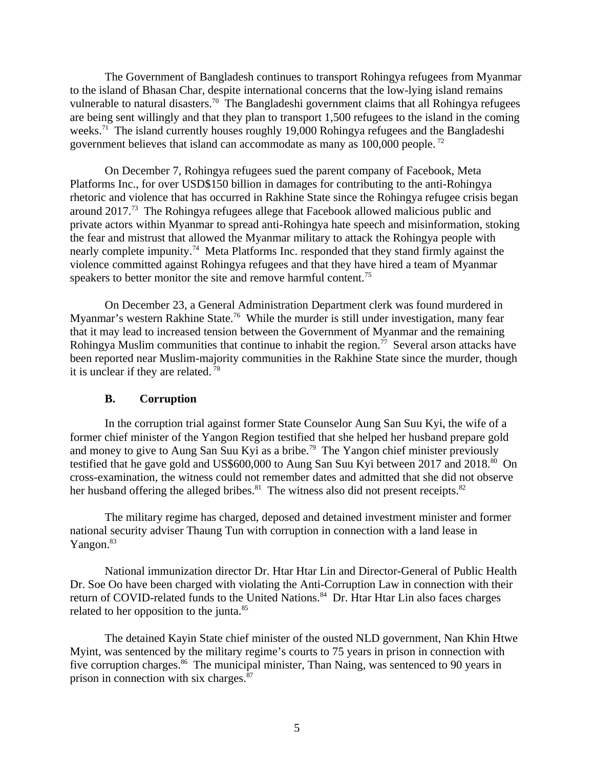The Government of Bangladesh continues to transport Rohingya refugees from Myanmar to the island of Bhasan Char, despite international concerns that the low-lying island remains vulnerable to natural disasters.[70] The Bangladeshi government claims that all Rohingya refugees are being sent willingly and that they plan to transport 1,500 refugees to the island in the coming weeks.[71] The island currently houses roughly 19,000 Rohingya refugees and the Bangladeshi government believes that island can accommodate as many as 100,000 people.[72]

On December 7, Rohingya refugees sued the parent company of Facebook, Meta Platforms Inc., for over USD$150 billion in damages for contributing to the anti-Rohingya rhetoric and violence that has occurred in Rakhine State since the Rohingya refugee crisis began around 2017.[73] The Rohingya refugees allege that Facebook allowed malicious public and private actors within Myanmar to spread anti-Rohingya hate speech and misinformation, stoking the fear and mistrust that allowed the Myanmar military to attack the Rohingya people with nearly complete impunity.[74] Meta Platforms Inc. responded that they stand firmly against the violence committed against Rohingya refugees and that they have hired a team of Myanmar speakers to better monitor the site and remove harmful content.[75]

On December 23, a General Administration Department clerk was found murdered in Myanmar's western Rakhine State.[76] While the murder is still under investigation, many fear that it may lead to increased tension between the Government of Myanmar and the remaining Rohingya Muslim communities that continue to inhabit the region.[77] Several arson attacks have been reported near Muslim-majority communities in the Rakhine State since the murder, though it is unclear if they are related.[78]

### B. Corruption

In the corruption trial against former State Counselor Aung San Suu Kyi, the wife of a former chief minister of the Yangon Region testified that she helped her husband prepare gold and money to give to Aung San Suu Kyi as a bribe.[79] The Yangon chief minister previously testified that he gave gold and US$600,000 to Aung San Suu Kyi between 2017 and 2018.[80] On cross-examination, the witness could not remember dates and admitted that she did not observe her husband offering the alleged bribes.[81] The witness also did not present receipts.[82]

The military regime has charged, deposed and detained investment minister and former national security adviser Thaung Tun with corruption in connection with a land lease in Yangon.[83]

National immunization director Dr. Htar Htar Lin and Director-General of Public Health Dr. Soe Oo have been charged with violating the Anti-Corruption Law in connection with their return of COVID-related funds to the United Nations.[84] Dr. Htar Htar Lin also faces charges related to her opposition to the junta.[85]

The detained Kayin State chief minister of the ousted NLD government, Nan Khin Htwe Myint, was sentenced by the military regime's courts to 75 years in prison in connection with five corruption charges.[86] The municipal minister, Than Naing, was sentenced to 90 years in prison in connection with six charges.[87]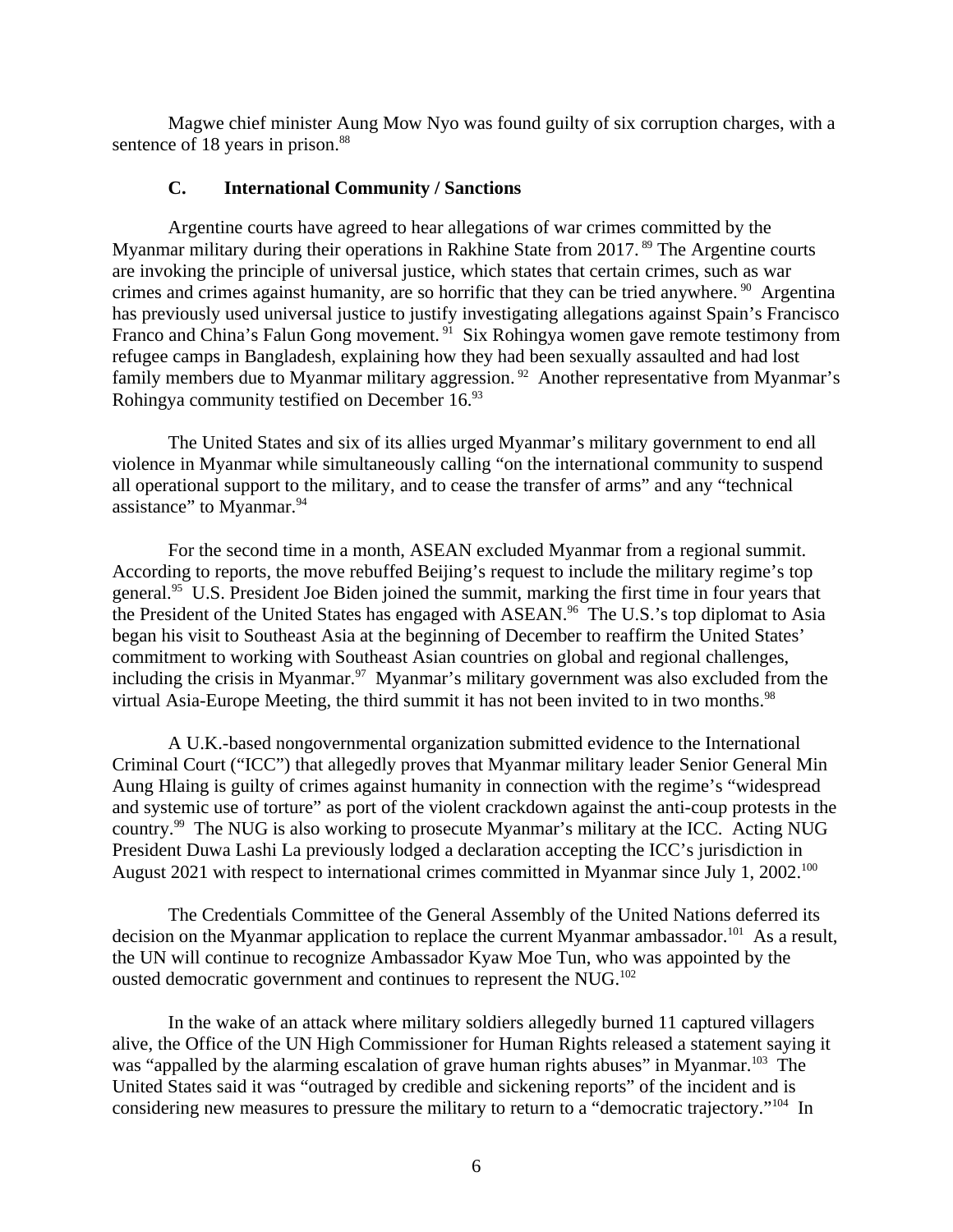Magwe chief minister Aung Mow Nyo was found guilty of six corruption charges, with a sentence of 18 years in prison.[88]

### C. International Community / Sanctions

Argentine courts have agreed to hear allegations of war crimes committed by the Myanmar military during their operations in Rakhine State from 2017.[89] The Argentine courts are invoking the principle of universal justice, which states that certain crimes, such as war crimes and crimes against humanity, are so horrific that they can be tried anywhere.[90] Argentina has previously used universal justice to justify investigating allegations against Spain's Francisco Franco and China's Falun Gong movement.[91] Six Rohingya women gave remote testimony from refugee camps in Bangladesh, explaining how they had been sexually assaulted and had lost family members due to Myanmar military aggression.[92] Another representative from Myanmar's Rohingya community testified on December 16.[93]

The United States and six of its allies urged Myanmar's military government to end all violence in Myanmar while simultaneously calling "on the international community to suspend all operational support to the military, and to cease the transfer of arms" and any "technical assistance" to Myanmar.[94]

For the second time in a month, ASEAN excluded Myanmar from a regional summit. According to reports, the move rebuffed Beijing's request to include the military regime's top general.[95] U.S. President Joe Biden joined the summit, marking the first time in four years that the President of the United States has engaged with ASEAN.[96] The U.S.'s top diplomat to Asia began his visit to Southeast Asia at the beginning of December to reaffirm the United States' commitment to working with Southeast Asian countries on global and regional challenges, including the crisis in Myanmar.[97] Myanmar's military government was also excluded from the virtual Asia-Europe Meeting, the third summit it has not been invited to in two months.[98]

A U.K.-based nongovernmental organization submitted evidence to the International Criminal Court ("ICC") that allegedly proves that Myanmar military leader Senior General Min Aung Hlaing is guilty of crimes against humanity in connection with the regime's "widespread and systemic use of torture" as port of the violent crackdown against the anti-coup protests in the country.[99] The NUG is also working to prosecute Myanmar's military at the ICC. Acting NUG President Duwa Lashi La previously lodged a declaration accepting the ICC's jurisdiction in August 2021 with respect to international crimes committed in Myanmar since July 1, 2002.[100]

The Credentials Committee of the General Assembly of the United Nations deferred its decision on the Myanmar application to replace the current Myanmar ambassador.[101] As a result, the UN will continue to recognize Ambassador Kyaw Moe Tun, who was appointed by the ousted democratic government and continues to represent the NUG.[102]

In the wake of an attack where military soldiers allegedly burned 11 captured villagers alive, the Office of the UN High Commissioner for Human Rights released a statement saying it was "appalled by the alarming escalation of grave human rights abuses" in Myanmar.[103] The United States said it was "outraged by credible and sickening reports" of the incident and is considering new measures to pressure the military to return to a "democratic trajectory."[104] In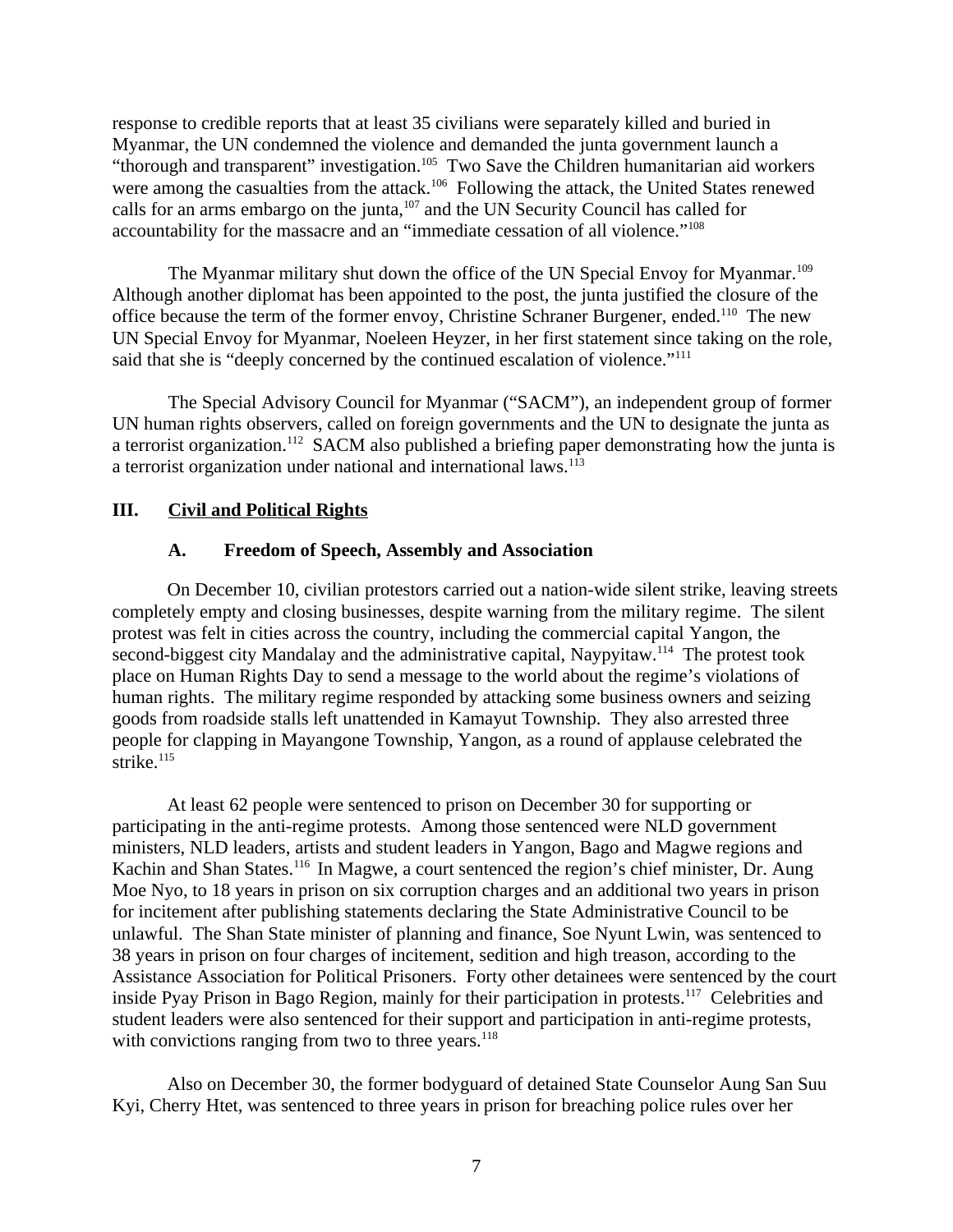response to credible reports that at least 35 civilians were separately killed and buried in Myanmar, the UN condemned the violence and demanded the junta government launch a "thorough and transparent" investigation.[105] Two Save the Children humanitarian aid workers were among the casualties from the attack.[106] Following the attack, the United States renewed calls for an arms embargo on the junta,[107] and the UN Security Council has called for accountability for the massacre and an "immediate cessation of all violence."[108]

The Myanmar military shut down the office of the UN Special Envoy for Myanmar.[109] Although another diplomat has been appointed to the post, the junta justified the closure of the office because the term of the former envoy, Christine Schraner Burgener, ended.[110] The new UN Special Envoy for Myanmar, Noeleen Heyzer, in her first statement since taking on the role, said that she is "deeply concerned by the continued escalation of violence."[111]

The Special Advisory Council for Myanmar ("SACM"), an independent group of former UN human rights observers, called on foreign governments and the UN to designate the junta as a terrorist organization.[112] SACM also published a briefing paper demonstrating how the junta is a terrorist organization under national and international laws.[113]

## III. Civil and Political Rights

### A. Freedom of Speech, Assembly and Association

On December 10, civilian protestors carried out a nation-wide silent strike, leaving streets completely empty and closing businesses, despite warning from the military regime. The silent protest was felt in cities across the country, including the commercial capital Yangon, the second-biggest city Mandalay and the administrative capital, Naypyitaw.[114] The protest took place on Human Rights Day to send a message to the world about the regime's violations of human rights. The military regime responded by attacking some business owners and seizing goods from roadside stalls left unattended in Kamayut Township. They also arrested three people for clapping in Mayangone Township, Yangon, as a round of applause celebrated the strike.[115]

At least 62 people were sentenced to prison on December 30 for supporting or participating in the anti-regime protests. Among those sentenced were NLD government ministers, NLD leaders, artists and student leaders in Yangon, Bago and Magwe regions and Kachin and Shan States.[116] In Magwe, a court sentenced the region's chief minister, Dr. Aung Moe Nyo, to 18 years in prison on six corruption charges and an additional two years in prison for incitement after publishing statements declaring the State Administrative Council to be unlawful. The Shan State minister of planning and finance, Soe Nyunt Lwin, was sentenced to 38 years in prison on four charges of incitement, sedition and high treason, according to the Assistance Association for Political Prisoners. Forty other detainees were sentenced by the court inside Pyay Prison in Bago Region, mainly for their participation in protests.[117] Celebrities and student leaders were also sentenced for their support and participation in anti-regime protests, with convictions ranging from two to three years.[118]

Also on December 30, the former bodyguard of detained State Counselor Aung San Suu Kyi, Cherry Htet, was sentenced to three years in prison for breaching police rules over her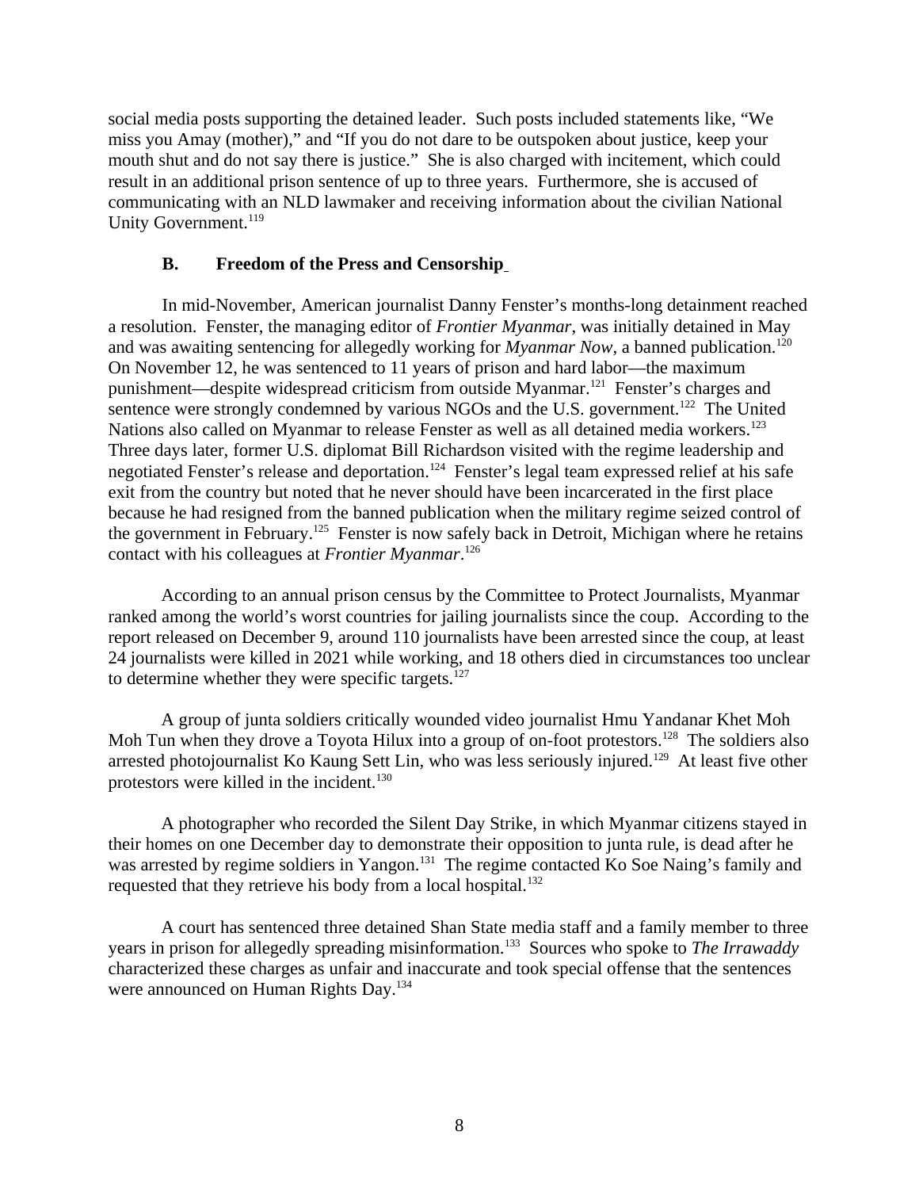social media posts supporting the detained leader. Such posts included statements like, "We miss you Amay (mother)," and "If you do not dare to be outspoken about justice, keep your mouth shut and do not say there is justice." She is also charged with incitement, which could result in an additional prison sentence of up to three years. Furthermore, she is accused of communicating with an NLD lawmaker and receiving information about the civilian National Unity Government.[119]

### B. Freedom of the Press and Censorship

In mid-November, American journalist Danny Fenster's months-long detainment reached a resolution. Fenster, the managing editor of *Frontier Myanmar*, was initially detained in May and was awaiting sentencing for allegedly working for *Myanmar Now*, a banned publication.[120] On November 12, he was sentenced to 11 years of prison and hard labor—the maximum punishment—despite widespread criticism from outside Myanmar.[121] Fenster's charges and sentence were strongly condemned by various NGOs and the U.S. government.[122] The United Nations also called on Myanmar to release Fenster as well as all detained media workers.[123] Three days later, former U.S. diplomat Bill Richardson visited with the regime leadership and negotiated Fenster's release and deportation.[124] Fenster's legal team expressed relief at his safe exit from the country but noted that he never should have been incarcerated in the first place because he had resigned from the banned publication when the military regime seized control of the government in February.[125] Fenster is now safely back in Detroit, Michigan where he retains contact with his colleagues at *Frontier Myanmar*.[126]

According to an annual prison census by the Committee to Protect Journalists, Myanmar ranked among the world's worst countries for jailing journalists since the coup. According to the report released on December 9, around 110 journalists have been arrested since the coup, at least 24 journalists were killed in 2021 while working, and 18 others died in circumstances too unclear to determine whether they were specific targets.[127]

A group of junta soldiers critically wounded video journalist Hmu Yandanar Khet Moh Moh Tun when they drove a Toyota Hilux into a group of on-foot protestors.[128] The soldiers also arrested photojournalist Ko Kaung Sett Lin, who was less seriously injured.[129] At least five other protestors were killed in the incident.[130]

A photographer who recorded the Silent Day Strike, in which Myanmar citizens stayed in their homes on one December day to demonstrate their opposition to junta rule, is dead after he was arrested by regime soldiers in Yangon.[131] The regime contacted Ko Soe Naing's family and requested that they retrieve his body from a local hospital.[132]

A court has sentenced three detained Shan State media staff and a family member to three years in prison for allegedly spreading misinformation.[133] Sources who spoke to *The Irrawaddy* characterized these charges as unfair and inaccurate and took special offense that the sentences were announced on Human Rights Day.[134]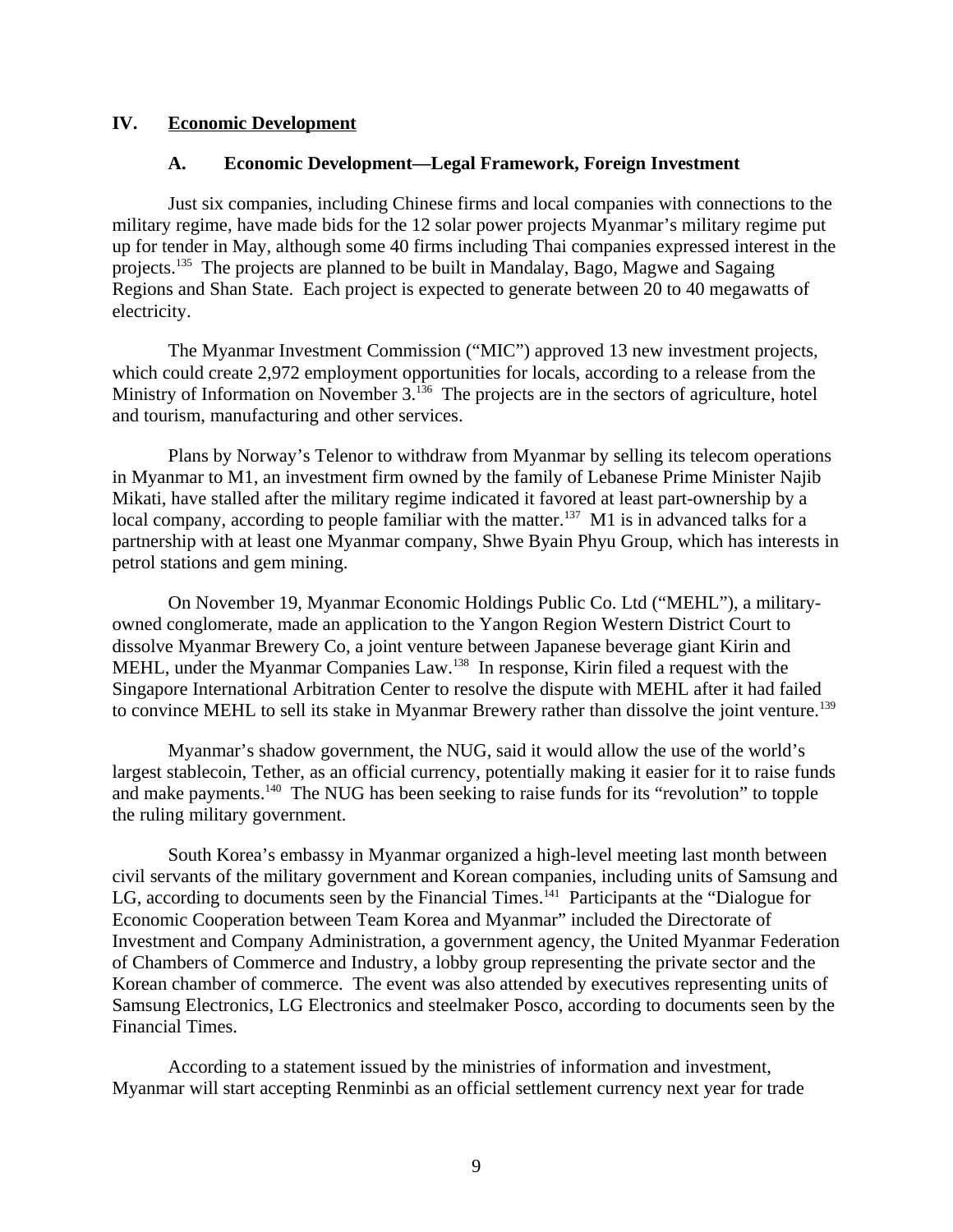## IV. Economic Development

### A. Economic Development—Legal Framework, Foreign Investment

Just six companies, including Chinese firms and local companies with connections to the military regime, have made bids for the 12 solar power projects Myanmar's military regime put up for tender in May, although some 40 firms including Thai companies expressed interest in the projects.[135] The projects are planned to be built in Mandalay, Bago, Magwe and Sagaing Regions and Shan State. Each project is expected to generate between 20 to 40 megawatts of electricity.

The Myanmar Investment Commission ("MIC") approved 13 new investment projects, which could create 2,972 employment opportunities for locals, according to a release from the Ministry of Information on November 3.[136] The projects are in the sectors of agriculture, hotel and tourism, manufacturing and other services.

Plans by Norway's Telenor to withdraw from Myanmar by selling its telecom operations in Myanmar to M1, an investment firm owned by the family of Lebanese Prime Minister Najib Mikati, have stalled after the military regime indicated it favored at least part-ownership by a local company, according to people familiar with the matter.[137] M1 is in advanced talks for a partnership with at least one Myanmar company, Shwe Byain Phyu Group, which has interests in petrol stations and gem mining.

On November 19, Myanmar Economic Holdings Public Co. Ltd ("MEHL"), a military-owned conglomerate, made an application to the Yangon Region Western District Court to dissolve Myanmar Brewery Co, a joint venture between Japanese beverage giant Kirin and MEHL, under the Myanmar Companies Law.[138] In response, Kirin filed a request with the Singapore International Arbitration Center to resolve the dispute with MEHL after it had failed to convince MEHL to sell its stake in Myanmar Brewery rather than dissolve the joint venture.[139]

Myanmar's shadow government, the NUG, said it would allow the use of the world's largest stablecoin, Tether, as an official currency, potentially making it easier for it to raise funds and make payments.[140] The NUG has been seeking to raise funds for its "revolution" to topple the ruling military government.

South Korea's embassy in Myanmar organized a high-level meeting last month between civil servants of the military government and Korean companies, including units of Samsung and LG, according to documents seen by the Financial Times.[141] Participants at the "Dialogue for Economic Cooperation between Team Korea and Myanmar" included the Directorate of Investment and Company Administration, a government agency, the United Myanmar Federation of Chambers of Commerce and Industry, a lobby group representing the private sector and the Korean chamber of commerce. The event was also attended by executives representing units of Samsung Electronics, LG Electronics and steelmaker Posco, according to documents seen by the Financial Times.

According to a statement issued by the ministries of information and investment, Myanmar will start accepting Renminbi as an official settlement currency next year for trade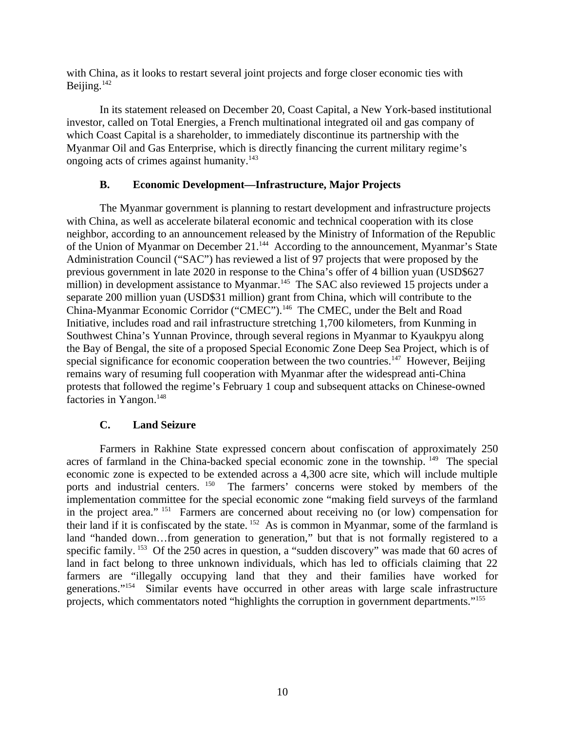with China, as it looks to restart several joint projects and forge closer economic ties with Beijing.[142]

In its statement released on December 20, Coast Capital, a New York-based institutional investor, called on Total Energies, a French multinational integrated oil and gas company of which Coast Capital is a shareholder, to immediately discontinue its partnership with the Myanmar Oil and Gas Enterprise, which is directly financing the current military regime's ongoing acts of crimes against humanity.[143]

### B. Economic Development—Infrastructure, Major Projects

The Myanmar government is planning to restart development and infrastructure projects with China, as well as accelerate bilateral economic and technical cooperation with its close neighbor, according to an announcement released by the Ministry of Information of the Republic of the Union of Myanmar on December 21.[144] According to the announcement, Myanmar's State Administration Council ("SAC") has reviewed a list of 97 projects that were proposed by the previous government in late 2020 in response to the China's offer of 4 billion yuan (USD$627 million) in development assistance to Myanmar.[145] The SAC also reviewed 15 projects under a separate 200 million yuan (USD$31 million) grant from China, which will contribute to the China-Myanmar Economic Corridor ("CMEC").[146] The CMEC, under the Belt and Road Initiative, includes road and rail infrastructure stretching 1,700 kilometers, from Kunming in Southwest China's Yunnan Province, through several regions in Myanmar to Kyaukpyu along the Bay of Bengal, the site of a proposed Special Economic Zone Deep Sea Project, which is of special significance for economic cooperation between the two countries.[147] However, Beijing remains wary of resuming full cooperation with Myanmar after the widespread anti-China protests that followed the regime's February 1 coup and subsequent attacks on Chinese-owned factories in Yangon.[148]

### C. Land Seizure

Farmers in Rakhine State expressed concern about confiscation of approximately 250 acres of farmland in the China-backed special economic zone in the township.[149] The special economic zone is expected to be extended across a 4,300 acre site, which will include multiple ports and industrial centers.[150] The farmers' concerns were stoked by members of the implementation committee for the special economic zone "making field surveys of the farmland in the project area."[151] Farmers are concerned about receiving no (or low) compensation for their land if it is confiscated by the state.[152] As is common in Myanmar, some of the farmland is land "handed down…from generation to generation," but that is not formally registered to a specific family.[153] Of the 250 acres in question, a "sudden discovery" was made that 60 acres of land in fact belong to three unknown individuals, which has led to officials claiming that 22 farmers are "illegally occupying land that they and their families have worked for generations."[154] Similar events have occurred in other areas with large scale infrastructure projects, which commentators noted "highlights the corruption in government departments."[155]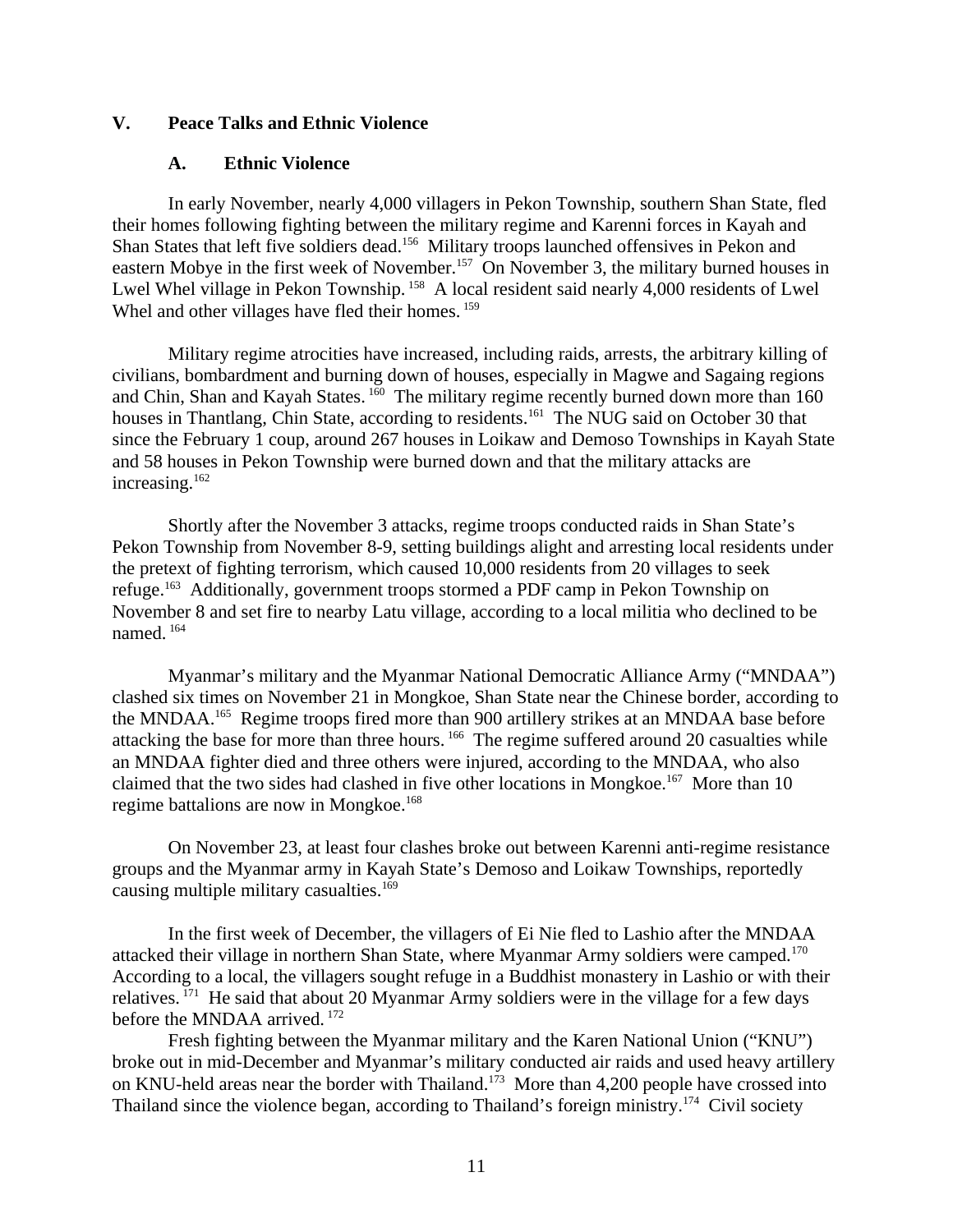## V. Peace Talks and Ethnic Violence

### A. Ethnic Violence

In early November, nearly 4,000 villagers in Pekon Township, southern Shan State, fled their homes following fighting between the military regime and Karenni forces in Kayah and Shan States that left five soldiers dead.[156] Military troops launched offensives in Pekon and eastern Mobye in the first week of November.[157] On November 3, the military burned houses in Lwel Whel village in Pekon Township.[158] A local resident said nearly 4,000 residents of Lwel Whel and other villages have fled their homes.[159]

Military regime atrocities have increased, including raids, arrests, the arbitrary killing of civilians, bombardment and burning down of houses, especially in Magwe and Sagaing regions and Chin, Shan and Kayah States.[160] The military regime recently burned down more than 160 houses in Thantlang, Chin State, according to residents.[161] The NUG said on October 30 that since the February 1 coup, around 267 houses in Loikaw and Demoso Townships in Kayah State and 58 houses in Pekon Township were burned down and that the military attacks are increasing.[162]

Shortly after the November 3 attacks, regime troops conducted raids in Shan State's Pekon Township from November 8-9, setting buildings alight and arresting local residents under the pretext of fighting terrorism, which caused 10,000 residents from 20 villages to seek refuge.[163] Additionally, government troops stormed a PDF camp in Pekon Township on November 8 and set fire to nearby Latu village, according to a local militia who declined to be named.[164]

Myanmar's military and the Myanmar National Democratic Alliance Army ("MNDAA") clashed six times on November 21 in Mongkoe, Shan State near the Chinese border, according to the MNDAA.[165] Regime troops fired more than 900 artillery strikes at an MNDAA base before attacking the base for more than three hours.[166] The regime suffered around 20 casualties while an MNDAA fighter died and three others were injured, according to the MNDAA, who also claimed that the two sides had clashed in five other locations in Mongkoe.[167] More than 10 regime battalions are now in Mongkoe.[168]

On November 23, at least four clashes broke out between Karenni anti-regime resistance groups and the Myanmar army in Kayah State's Demoso and Loikaw Townships, reportedly causing multiple military casualties.[169]

In the first week of December, the villagers of Ei Nie fled to Lashio after the MNDAA attacked their village in northern Shan State, where Myanmar Army soldiers were camped.[170] According to a local, the villagers sought refuge in a Buddhist monastery in Lashio or with their relatives.[171] He said that about 20 Myanmar Army soldiers were in the village for a few days before the MNDAA arrived.[172]

Fresh fighting between the Myanmar military and the Karen National Union ("KNU") broke out in mid-December and Myanmar's military conducted air raids and used heavy artillery on KNU-held areas near the border with Thailand.[173] More than 4,200 people have crossed into Thailand since the violence began, according to Thailand's foreign ministry.[174] Civil society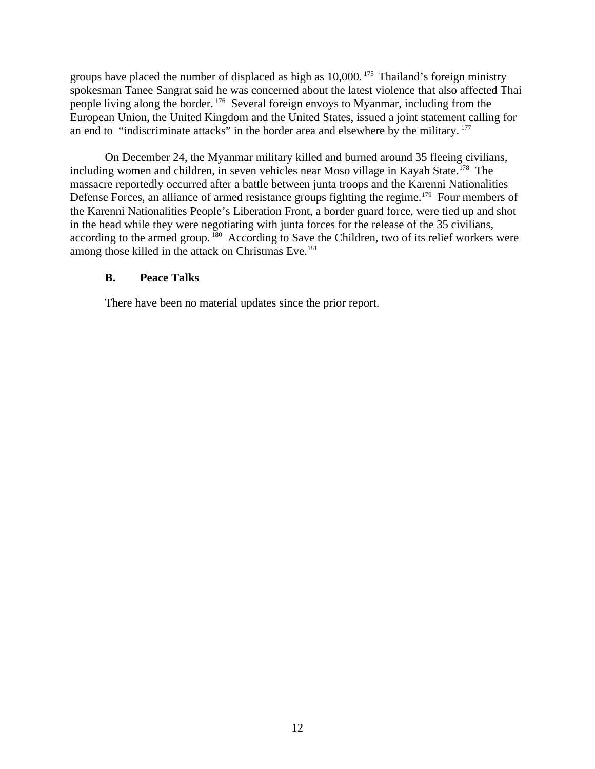groups have placed the number of displaced as high as 10,000.[175] Thailand's foreign ministry spokesman Tanee Sangrat said he was concerned about the latest violence that also affected Thai people living along the border.[176] Several foreign envoys to Myanmar, including from the European Union, the United Kingdom and the United States, issued a joint statement calling for an end to "indiscriminate attacks" in the border area and elsewhere by the military.[177]

On December 24, the Myanmar military killed and burned around 35 fleeing civilians, including women and children, in seven vehicles near Moso village in Kayah State.[178] The massacre reportedly occurred after a battle between junta troops and the Karenni Nationalities Defense Forces, an alliance of armed resistance groups fighting the regime.[179] Four members of the Karenni Nationalities People's Liberation Front, a border guard force, were tied up and shot in the head while they were negotiating with junta forces for the release of the 35 civilians, according to the armed group.[180] According to Save the Children, two of its relief workers were among those killed in the attack on Christmas Eve.[181]

### B. Peace Talks

There have been no material updates since the prior report.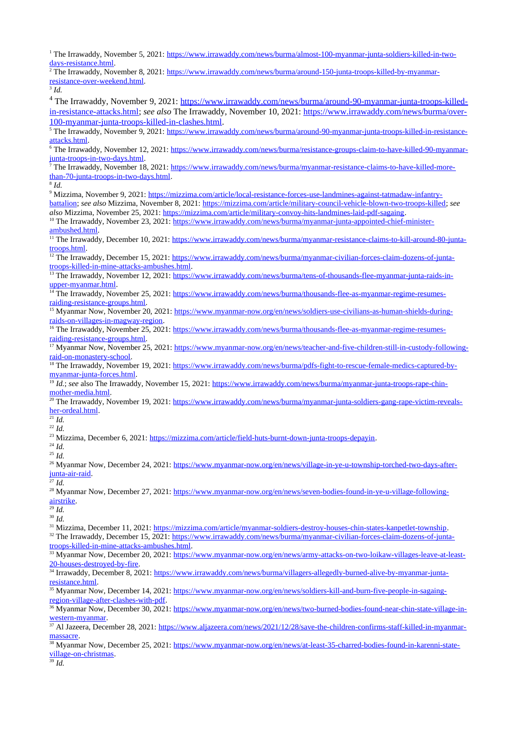[1] The Irrawaddy, November 5, 2021: https://www.irrawaddy.com/news/burma/almost-100-myanmar-junta-soldiers-killed-in-two-days-resistance.html.

[2] The Irrawaddy, November 8, 2021: https://www.irrawaddy.com/news/burma/around-150-junta-troops-killed-by-myanmar-resistance-over-weekend.html.

[3] *Id.*

[4] The Irrawaddy, November 9, 2021: https://www.irrawaddy.com/news/burma/around-90-myanmar-junta-troops-killed-in-resistance-attacks.html; *see also* The Irrawaddy, November 10, 2021: https://www.irrawaddy.com/news/burma/over-100-myanmar-junta-troops-killed-in-clashes.html.

[5] The Irrawaddy, November 9, 2021: https://www.irrawaddy.com/news/burma/around-90-myanmar-junta-troops-killed-in-resistance-attacks.html.

[6] The Irrawaddy, November 12, 2021: https://www.irrawaddy.com/news/burma/resistance-groups-claim-to-have-killed-90-myanmar-junta-troops-in-two-days.html.

[7] The Irrawaddy, November 18, 2021: https://www.irrawaddy.com/news/burma/myanmar-resistance-claims-to-have-killed-more-than-70-junta-troops-in-two-days.html.

[8] *Id.*

[9] Mizzima, November 9, 2021: https://mizzima.com/article/local-resistance-forces-use-landmines-against-tatmadaw-infantry-battalion; *see also* Mizzima, November 8, 2021: https://mizzima.com/article/military-council-vehicle-blown-two-troops-killed; *see also* Mizzima, November 25, 2021: https://mizzima.com/article/military-convoy-hits-landmines-laid-pdf-sagaing.

[10] The Irrawaddy, November 23, 2021: https://www.irrawaddy.com/news/burma/myanmar-junta-appointed-chief-minister-ambushed.html.

[11] The Irrawaddy, December 10, 2021: https://www.irrawaddy.com/news/burma/myanmar-resistance-claims-to-kill-around-80-junta-troops.html.

[12] The Irrawaddy, December 15, 2021: https://www.irrawaddy.com/news/burma/myanmar-civilian-forces-claim-dozens-of-junta-troops-killed-in-mine-attacks-ambushes.html.

[13] The Irrawaddy, November 12, 2021: https://www.irrawaddy.com/news/burma/tens-of-thousands-flee-myanmar-junta-raids-in-upper-myanmar.html.

[14] The Irrawaddy, November 25, 2021: https://www.irrawaddy.com/news/burma/thousands-flee-as-myanmar-regime-resumes-raiding-resistance-groups.html.

[15] Myanmar Now, November 20, 2021: https://www.myanmar-now.org/en/news/soldiers-use-civilians-as-human-shields-during-raids-on-villages-in-magway-region.

[16] The Irrawaddy, November 25, 2021: https://www.irrawaddy.com/news/burma/thousands-flee-as-myanmar-regime-resumes-raiding-resistance-groups.html.

[17] Myanmar Now, November 25, 2021: https://www.myanmar-now.org/en/news/teacher-and-five-children-still-in-custody-following-raid-on-monastery-school.

[18] The Irrawaddy, November 19, 2021: https://www.irrawaddy.com/news/burma/pdfs-fight-to-rescue-female-medics-captured-by-myanmar-junta-forces.html.

[19] *Id.*; *see* also The Irrawaddy, November 15, 2021: https://www.irrawaddy.com/news/burma/myanmar-junta-troops-rape-chin-mother-media.html.

[20] The Irrawaddy, November 19, 2021: https://www.irrawaddy.com/news/burma/myanmar-junta-soldiers-gang-rape-victim-reveals-her-ordeal.html.

[21] *Id.*

[22] *Id.*

[23] Mizzima, December 6, 2021: https://mizzima.com/article/field-huts-burnt-down-junta-troops-depayin.

[24] *Id.*

[25] *Id.*

[26] Myanmar Now, December 24, 2021: https://www.myanmar-now.org/en/news/village-in-ye-u-township-torched-two-days-after-junta-air-raid.

[27] *Id.*

[28] Myanmar Now, December 27, 2021: https://www.myanmar-now.org/en/news/seven-bodies-found-in-ye-u-village-following-airstrike.

[29] *Id.*

[30] *Id.*

[31] Mizzima, December 11, 2021: https://mizzima.com/article/myanmar-soldiers-destroy-houses-chin-states-kanpetlet-township.

[32] The Irrawaddy, December 15, 2021: https://www.irrawaddy.com/news/burma/myanmar-civilian-forces-claim-dozens-of-junta-troops-killed-in-mine-attacks-ambushes.html.

[33] Myanmar Now, December 20, 2021: https://www.myanmar-now.org/en/news/army-attacks-on-two-loikaw-villages-leave-at-least-20-houses-destroyed-by-fire.

[34] Irrawaddy, December 8, 2021: https://www.irrawaddy.com/news/burma/villagers-allegedly-burned-alive-by-myanmar-junta-resistance.html.

[35] Myanmar Now, December 14, 2021: https://www.myanmar-now.org/en/news/soldiers-kill-and-burn-five-people-in-sagaing-region-village-after-clashes-with-pdf.

[36] Myanmar Now, December 30, 2021: https://www.myanmar-now.org/en/news/two-burned-bodies-found-near-chin-state-village-in-western-myanmar.

[37] Al Jazeera, December 28, 2021: https://www.aljazeera.com/news/2021/12/28/save-the-children-confirms-staff-killed-in-myanmar-massacre.

[38] Myanmar Now, December 25, 2021: https://www.myanmar-now.org/en/news/at-least-35-charred-bodies-found-in-karenni-state-village-on-christmas.

[39] *Id.*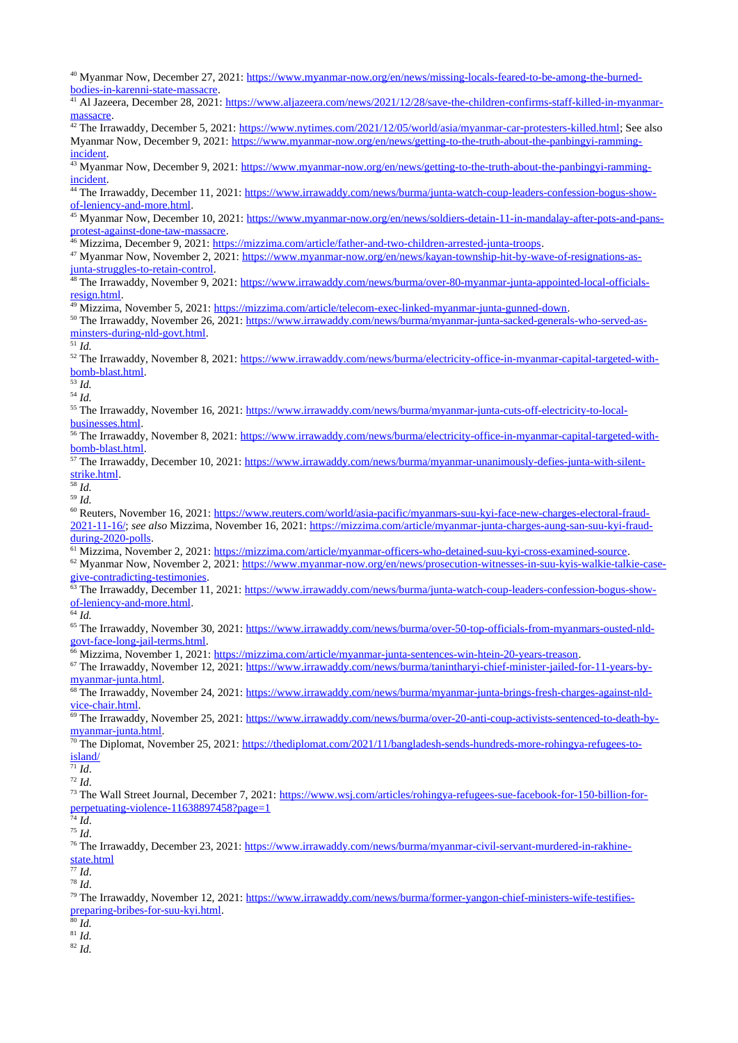[40] Myanmar Now, December 27, 2021: https://www.myanmar-now.org/en/news/missing-locals-feared-to-be-among-the-burned-bodies-in-karenni-state-massacre.

[41] Al Jazeera, December 28, 2021: https://www.aljazeera.com/news/2021/12/28/save-the-children-confirms-staff-killed-in-myanmar-massacre.

[42] The Irrawaddy, December 5, 2021: https://www.nytimes.com/2021/12/05/world/asia/myanmar-car-protesters-killed.html; See also Myanmar Now, December 9, 2021: https://www.myanmar-now.org/en/news/getting-to-the-truth-about-the-panbingyi-ramming-incident.

[43] Myanmar Now, December 9, 2021: https://www.myanmar-now.org/en/news/getting-to-the-truth-about-the-panbingyi-ramming-incident.

[44] The Irrawaddy, December 11, 2021: https://www.irrawaddy.com/news/burma/junta-watch-coup-leaders-confession-bogus-show-of-leniency-and-more.html.

[45] Myanmar Now, December 10, 2021: https://www.myanmar-now.org/en/news/soldiers-detain-11-in-mandalay-after-pots-and-pans-protest-against-done-taw-massacre.

[46] Mizzima, December 9, 2021: https://mizzima.com/article/father-and-two-children-arrested-junta-troops.

[47] Myanmar Now, November 2, 2021: https://www.myanmar-now.org/en/news/kayan-township-hit-by-wave-of-resignations-as-junta-struggles-to-retain-control.

[48] The Irrawaddy, November 9, 2021: https://www.irrawaddy.com/news/burma/over-80-myanmar-junta-appointed-local-officials-resign.html.

[49] Mizzima, November 5, 2021: https://mizzima.com/article/telecom-exec-linked-myanmar-junta-gunned-down.

[50] The Irrawaddy, November 26, 2021: https://www.irrawaddy.com/news/burma/myanmar-junta-sacked-generals-who-served-as-minsters-during-nld-govt.html.

[51] *Id.*

[52] The Irrawaddy, November 8, 2021: https://www.irrawaddy.com/news/burma/electricity-office-in-myanmar-capital-targeted-with-bomb-blast.html.

[53] *Id.*

[54] *Id.*

[55] The Irrawaddy, November 16, 2021: https://www.irrawaddy.com/news/burma/myanmar-junta-cuts-off-electricity-to-local-businesses.html.

[56] The Irrawaddy, November 8, 2021: https://www.irrawaddy.com/news/burma/electricity-office-in-myanmar-capital-targeted-with-bomb-blast.html.

[57] The Irrawaddy, December 10, 2021: https://www.irrawaddy.com/news/burma/myanmar-unanimously-defies-junta-with-silent-strike.html.

[58] *Id.*

[59] *Id.*

[60] Reuters, November 16, 2021: https://www.reuters.com/world/asia-pacific/myanmars-suu-kyi-face-new-charges-electoral-fraud-2021-11-16/; *see also* Mizzima, November 16, 2021: https://mizzima.com/article/myanmar-junta-charges-aung-san-suu-kyi-fraud-during-2020-polls.

[61] Mizzima, November 2, 2021: https://mizzima.com/article/myanmar-officers-who-detained-suu-kyi-cross-examined-source.

[62] Myanmar Now, November 2, 2021: https://www.myanmar-now.org/en/news/prosecution-witnesses-in-suu-kyis-walkie-talkie-case-give-contradicting-testimonies.

[63] The Irrawaddy, December 11, 2021: https://www.irrawaddy.com/news/burma/junta-watch-coup-leaders-confession-bogus-show-of-leniency-and-more.html.

[64] *Id.*

[65] The Irrawaddy, November 30, 2021: https://www.irrawaddy.com/news/burma/over-50-top-officials-from-myanmars-ousted-nld-govt-face-long-jail-terms.html.

[66] Mizzima, November 1, 2021: https://mizzima.com/article/myanmar-junta-sentences-win-htein-20-years-treason.

[67] The Irrawaddy, November 12, 2021: https://www.irrawaddy.com/news/burma/tanintharyi-chief-minister-jailed-for-11-years-by-myanmar-junta.html.

[68] The Irrawaddy, November 24, 2021: https://www.irrawaddy.com/news/burma/myanmar-junta-brings-fresh-charges-against-nld-vice-chair.html.

[69] The Irrawaddy, November 25, 2021: https://www.irrawaddy.com/news/burma/over-20-anti-coup-activists-sentenced-to-death-by-myanmar-junta.html.

[70] The Diplomat, November 25, 2021: https://thediplomat.com/2021/11/bangladesh-sends-hundreds-more-rohingya-refugees-to-island/

[71] *Id.*

[72] *Id.*

[73] The Wall Street Journal, December 7, 2021: https://www.wsj.com/articles/rohingya-refugees-sue-facebook-for-150-billion-for-perpetuating-violence-11638897458?page=1

[74] *Id.*

[75] *Id.*

[76] The Irrawaddy, December 23, 2021: https://www.irrawaddy.com/news/burma/myanmar-civil-servant-murdered-in-rakhine-state.html

[77] *Id.*

[78] *Id.*

[79] The Irrawaddy, November 12, 2021: https://www.irrawaddy.com/news/burma/former-yangon-chief-ministers-wife-testifies-preparing-bribes-for-suu-kyi.html.

[80] *Id.*

[81] *Id.*

[82] *Id.*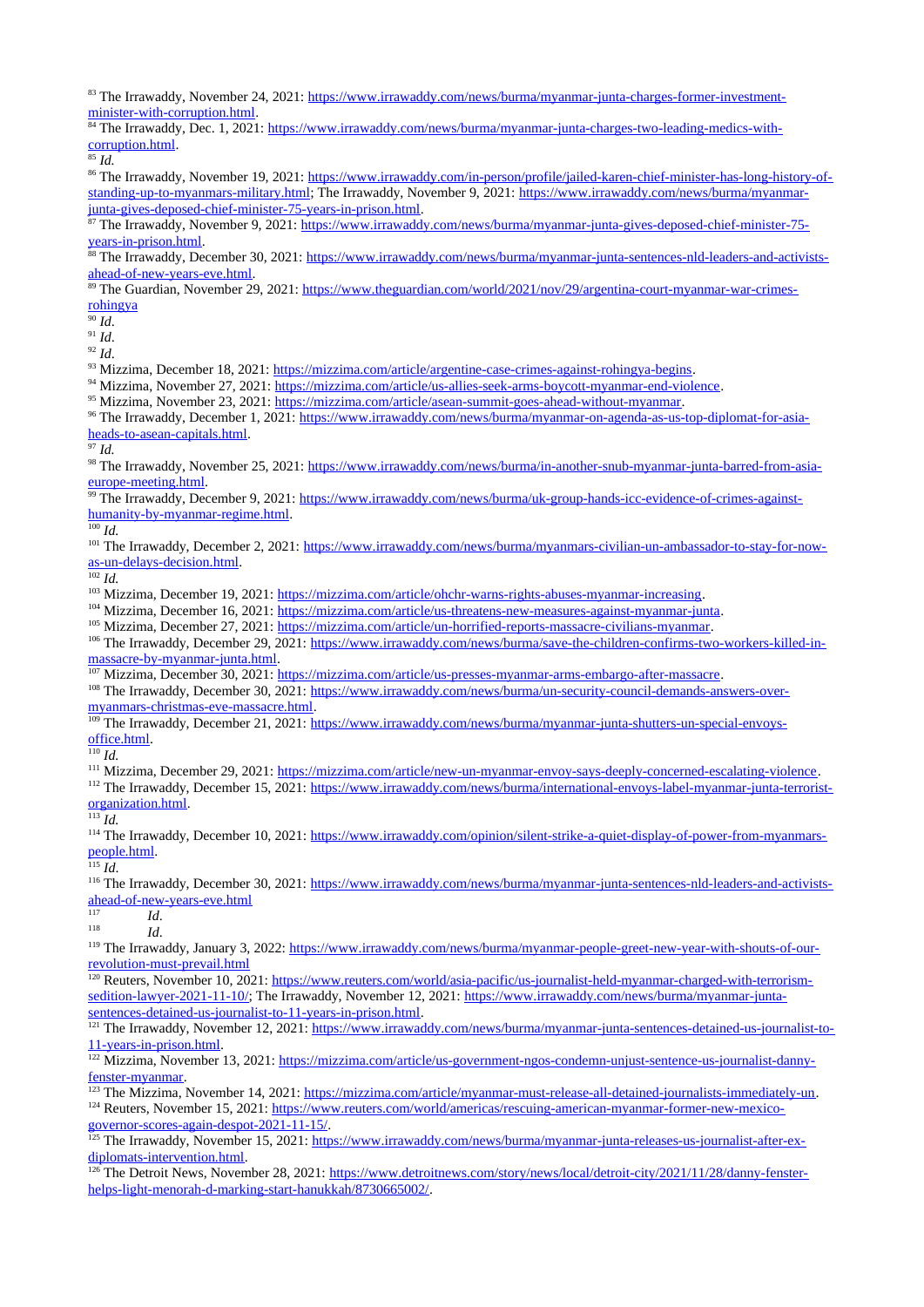[83] The Irrawaddy, November 24, 2021: https://www.irrawaddy.com/news/burma/myanmar-junta-charges-former-investment-minister-with-corruption.html.

[84] The Irrawaddy, Dec. 1, 2021: https://www.irrawaddy.com/news/burma/myanmar-junta-charges-two-leading-medics-with-corruption.html.

[85] *Id.*

[86] The Irrawaddy, November 19, 2021: https://www.irrawaddy.com/in-person/profile/jailed-karen-chief-minister-has-long-history-of-standing-up-to-myanmars-military.html; The Irrawaddy, November 9, 2021: https://www.irrawaddy.com/news/burma/myanmar-junta-gives-deposed-chief-minister-75-years-in-prison.html.

[87] The Irrawaddy, November 9, 2021: https://www.irrawaddy.com/news/burma/myanmar-junta-gives-deposed-chief-minister-75-years-in-prison.html.

[88] The Irrawaddy, December 30, 2021: https://www.irrawaddy.com/news/burma/myanmar-junta-sentences-nld-leaders-and-activists-ahead-of-new-years-eve.html.

[89] The Guardian, November 29, 2021: https://www.theguardian.com/world/2021/nov/29/argentina-court-myanmar-war-crimes-rohingya

[90] *Id.*

[91] *Id.*

[92] *Id.*

[93] Mizzima, December 18, 2021: https://mizzima.com/article/argentine-case-crimes-against-rohingya-begins.

[94] Mizzima, November 27, 2021: https://mizzima.com/article/us-allies-seek-arms-boycott-myanmar-end-violence.

[95] Mizzima, November 23, 2021: https://mizzima.com/article/asean-summit-goes-ahead-without-myanmar.

[96] The Irrawaddy, December 1, 2021: https://www.irrawaddy.com/news/burma/myanmar-on-agenda-as-us-top-diplomat-for-asia-heads-to-asean-capitals.html.

[97] *Id.*

[98] The Irrawaddy, November 25, 2021: https://www.irrawaddy.com/news/burma/in-another-snub-myanmar-junta-barred-from-asia-europe-meeting.html.

[99] The Irrawaddy, December 9, 2021: https://www.irrawaddy.com/news/burma/uk-group-hands-icc-evidence-of-crimes-against-humanity-by-myanmar-regime.html.

[100] *Id.*

[101] The Irrawaddy, December 2, 2021: https://www.irrawaddy.com/news/burma/myanmars-civilian-un-ambassador-to-stay-for-now-as-un-delays-decision.html.

[102] *Id.*

[103] Mizzima, December 19, 2021: https://mizzima.com/article/ohchr-warns-rights-abuses-myanmar-increasing.

[104] Mizzima, December 16, 2021: https://mizzima.com/article/us-threatens-new-measures-against-myanmar-junta.

[105] Mizzima, December 27, 2021: https://mizzima.com/article/un-horrified-reports-massacre-civilians-myanmar.

[106] The Irrawaddy, December 29, 2021: https://www.irrawaddy.com/news/burma/save-the-children-confirms-two-workers-killed-in-massacre-by-myanmar-junta.html.

[107] Mizzima, December 30, 2021: https://mizzima.com/article/us-presses-myanmar-arms-embargo-after-massacre.

[108] The Irrawaddy, December 30, 2021: https://www.irrawaddy.com/news/burma/un-security-council-demands-answers-over-myanmars-christmas-eve-massacre.html.

[109] The Irrawaddy, December 21, 2021: https://www.irrawaddy.com/news/burma/myanmar-junta-shutters-un-special-envoys-office.html.

[110] *Id.*

[111] Mizzima, December 29, 2021: https://mizzima.com/article/new-un-myanmar-envoy-says-deeply-concerned-escalating-violence.

[112] The Irrawaddy, December 15, 2021: https://www.irrawaddy.com/news/burma/international-envoys-label-myanmar-junta-terrorist-organization.html.

[113] *Id.*

[114] The Irrawaddy, December 10, 2021: https://www.irrawaddy.com/opinion/silent-strike-a-quiet-display-of-power-from-myanmars-people.html.

[115] *Id.*

[116] The Irrawaddy, December 30, 2021: https://www.irrawaddy.com/news/burma/myanmar-junta-sentences-nld-leaders-and-activists-ahead-of-new-years-eve.html

[117] *Id.*

[118] *Id.*

[119] The Irrawaddy, January 3, 2022: https://www.irrawaddy.com/news/burma/myanmar-people-greet-new-year-with-shouts-of-our-revolution-must-prevail.html

[120] Reuters, November 10, 2021: https://www.reuters.com/world/asia-pacific/us-journalist-held-myanmar-charged-with-terrorism-sedition-lawyer-2021-11-10/; The Irrawaddy, November 12, 2021: https://www.irrawaddy.com/news/burma/myanmar-junta-sentences-detained-us-journalist-to-11-years-in-prison.html.

[121] The Irrawaddy, November 12, 2021: https://www.irrawaddy.com/news/burma/myanmar-junta-sentences-detained-us-journalist-to-11-years-in-prison.html.

[122] Mizzima, November 13, 2021: https://mizzima.com/article/us-government-ngos-condemn-unjust-sentence-us-journalist-danny-fenster-myanmar.

[123] The Mizzima, November 14, 2021: https://mizzima.com/article/myanmar-must-release-all-detained-journalists-immediately-un.

[124] Reuters, November 15, 2021: https://www.reuters.com/world/americas/rescuing-american-myanmar-former-new-mexico-governor-scores-again-despot-2021-11-15/.

[125] The Irrawaddy, November 15, 2021: https://www.irrawaddy.com/news/burma/myanmar-junta-releases-us-journalist-after-ex-diplomats-intervention.html.

[126] The Detroit News, November 28, 2021: https://www.detroitnews.com/story/news/local/detroit-city/2021/11/28/danny-fenster-helps-light-menorah-d-marking-start-hanukkah/8730665002/.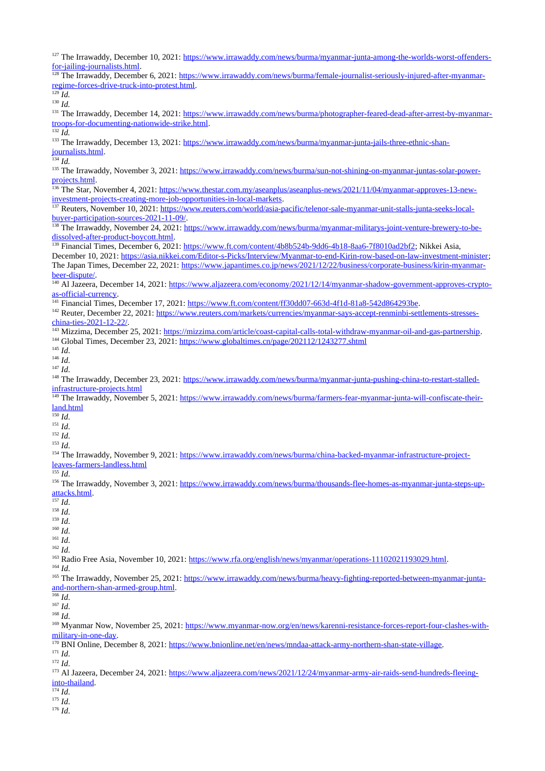[127] The Irrawaddy, December 10, 2021: https://www.irrawaddy.com/news/burma/myanmar-junta-among-the-worlds-worst-offenders-for-jailing-journalists.html.

[128] The Irrawaddy, December 6, 2021: https://www.irrawaddy.com/news/burma/female-journalist-seriously-injured-after-myanmar-regime-forces-drive-truck-into-protest.html.

[129] *Id.*

[130] *Id.*

[131] The Irrawaddy, December 14, 2021: https://www.irrawaddy.com/news/burma/photographer-feared-dead-after-arrest-by-myanmar-troops-for-documenting-nationwide-strike.html.

[132] *Id.*

[133] The Irrawaddy, December 13, 2021: https://www.irrawaddy.com/news/burma/myanmar-junta-jails-three-ethnic-shan-journalists.html.

[134] *Id.*

[135] The Irrawaddy, November 3, 2021: https://www.irrawaddy.com/news/burma/sun-not-shining-on-myanmar-juntas-solar-power-projects.html.

[136] The Star, November 4, 2021: https://www.thestar.com.my/aseanplus/aseanplus-news/2021/11/04/myanmar-approves-13-new-investment-projects-creating-more-job-opportunities-in-local-markets.

[137] Reuters, November 10, 2021: https://www.reuters.com/world/asia-pacific/telenor-sale-myanmar-unit-stalls-junta-seeks-local-buyer-participation-sources-2021-11-09/.

[138] The Irrawaddy, November 24, 2021: https://www.irrawaddy.com/news/burma/myanmar-militarys-joint-venture-brewery-to-be-dissolved-after-product-boycott.html.

[139] Financial Times, December 6, 2021: https://www.ft.com/content/4b8b524b-9dd6-4b18-8aa6-7f8010ad2bf2; Nikkei Asia, December 10, 2021: https://asia.nikkei.com/Editor-s-Picks/Interview/Myanmar-to-end-Kirin-row-based-on-law-investment-minister; The Japan Times, December 22, 2021: https://www.japantimes.co.jp/news/2021/12/22/business/corporate-business/kirin-myanmar-beer-dispute/.

[140] Al Jazeera, December 14, 2021: https://www.aljazeera.com/economy/2021/12/14/myanmar-shadow-government-approves-crypto-as-official-currency.

[141] Financial Times, December 17, 2021: https://www.ft.com/content/ff30dd07-663d-4f1d-81a8-542d864293be.

[142] Reuter, December 22, 2021: https://www.reuters.com/markets/currencies/myanmar-says-accept-renminbi-settlements-stresses-china-ties-2021-12-22/.

[143] Mizzima, December 25, 2021: https://mizzima.com/article/coast-capital-calls-total-withdraw-myanmar-oil-and-gas-partnership.

[144] Global Times, December 23, 2021: https://www.globaltimes.cn/page/202112/1243277.shtml

[145] *Id.*

[146] *Id.*

[147] *Id.*

[148] The Irrawaddy, December 23, 2021: https://www.irrawaddy.com/news/burma/myanmar-junta-pushing-china-to-restart-stalled-infrastructure-projects.html

[149] The Irrawaddy, November 5, 2021: https://www.irrawaddy.com/news/burma/farmers-fear-myanmar-junta-will-confiscate-their-land.html

[150] *Id.*

[151] *Id.*

[152] *Id.*

[153] *Id.*

[154] The Irrawaddy, November 9, 2021: https://www.irrawaddy.com/news/burma/china-backed-myanmar-infrastructure-project-leaves-farmers-landless.html

[155] *Id.*

[156] The Irrawaddy, November 3, 2021: https://www.irrawaddy.com/news/burma/thousands-flee-homes-as-myanmar-junta-steps-up-attacks.html.

[157] *Id.*

[158] *Id.*

[159] *Id.*

[160] *Id.*

[161] *Id.*

[162] *Id.*

[163] Radio Free Asia, November 10, 2021: https://www.rfa.org/english/news/myanmar/operations-11102021193029.html.

[164] *Id.*

[165] The Irrawaddy, November 25, 2021: https://www.irrawaddy.com/news/burma/heavy-fighting-reported-between-myanmar-junta-and-northern-shan-armed-group.html.

[166] *Id.*

[167] *Id.*

[168] *Id.*

[169] Myanmar Now, November 25, 2021: https://www.myanmar-now.org/en/news/karenni-resistance-forces-report-four-clashes-with-military-in-one-day.

[170] BNI Online, December 8, 2021: https://www.bnionline.net/en/news/mndaa-attack-army-northern-shan-state-village.

[171] *Id.*

[172] *Id.*

[173] Al Jazeera, December 24, 2021: https://www.aljazeera.com/news/2021/12/24/myanmar-army-air-raids-send-hundreds-fleeing-into-thailand.

[174] *Id.*

[175] *Id.*

[176] *Id.*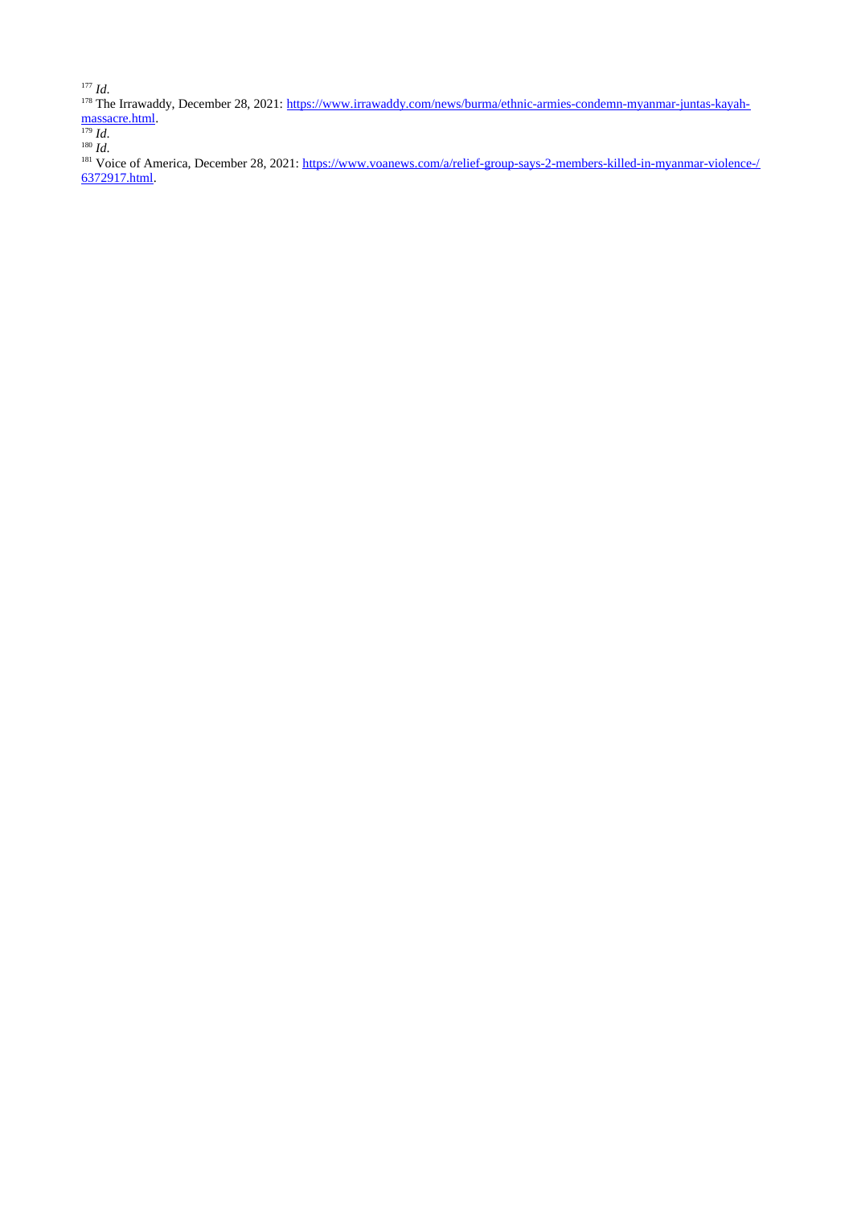[177] *Id*.

[178] The Irrawaddy, December 28, 2021: [https://www.irrawaddy.com/news/burma/ethnic-armies-condemn-myanmar-juntas-kayah-massacre.html](https://www.irrawaddy.com/news/burma/ethnic-armies-condemn-myanmar-juntas-kayah-massacre.html).

[179] *Id*.

[180] *Id*.

[181] Voice of America, December 28, 2021: [https://www.voanews.com/a/relief-group-says-2-members-killed-in-myanmar-violence-/6372917.html](https://www.voanews.com/a/relief-group-says-2-members-killed-in-myanmar-violence-/6372917.html).